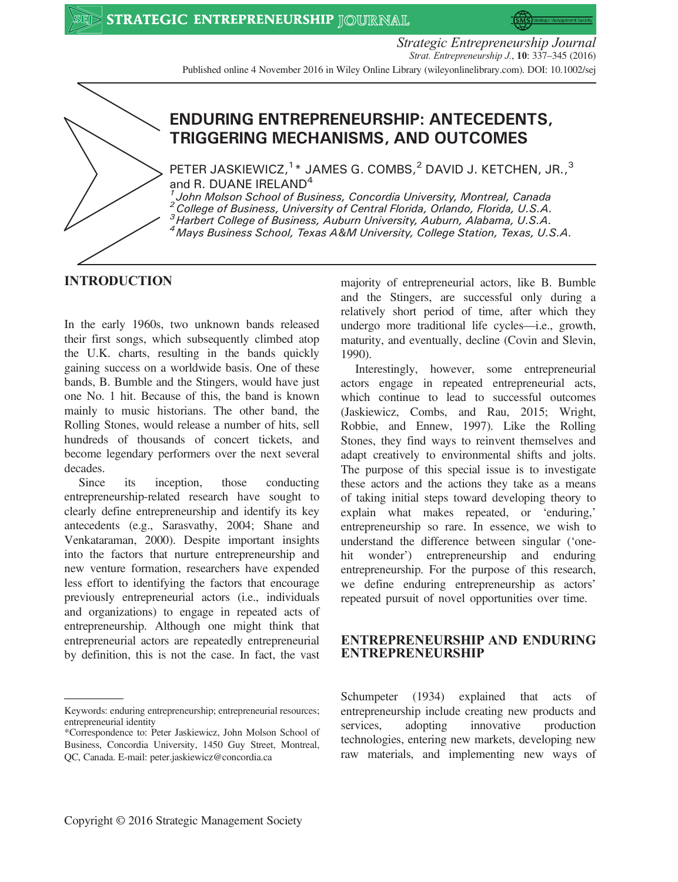# ENDURING ENTREPRENEURSHIP: ANTECEDENTS, TRIGGERING MECHANISMS, AND OUTCOMES

PETER JASKIEWICZ,[1]* JAMES G. COMBS,[2] DAVID J. KETCHEN, JR.,[3] and R. DUANE IRELAND[4]

[1] *John Molson School of Business, Concordia University, Montreal, Canada*
[2] *College of Business, University of Central Florida, Orlando, Florida, U.S.A.*
[3] *Harbert College of Business, Auburn University, Auburn, Alabama, U.S.A.*
[4] *Mays Business School, Texas A&M University, College Station, Texas, U.S.A.*

## INTRODUCTION

In the early 1960s, two unknown bands released their first songs, which subsequently climbed atop the U.K. charts, resulting in the bands quickly gaining success on a worldwide basis. One of these bands, B. Bumble and the Stingers, would have just one No. 1 hit. Because of this, the band is known mainly to music historians. The other band, the Rolling Stones, would release a number of hits, sell hundreds of thousands of concert tickets, and become legendary performers over the next several decades.

Since its inception, those conducting entrepreneurship-related research have sought to clearly define entrepreneurship and identify its key antecedents (e.g., Sarasvathy, 2004; Shane and Venkataraman, 2000). Despite important insights into the factors that nurture entrepreneurship and new venture formation, researchers have expended less effort to identifying the factors that encourage previously entrepreneurial actors (i.e., individuals and organizations) to engage in repeated acts of entrepreneurship. Although one might think that entrepreneurial actors are repeatedly entrepreneurial by definition, this is not the case. In fact, the vast majority of entrepreneurial actors, like B. Bumble and the Stingers, are successful only during a relatively short period of time, after which they undergo more traditional life cycles—i.e., growth, maturity, and eventually, decline (Covin and Slevin, 1990).

Interestingly, however, some entrepreneurial actors engage in repeated entrepreneurial acts, which continue to lead to successful outcomes (Jaskiewicz, Combs, and Rau, 2015; Wright, Robbie, and Ennew, 1997). Like the Rolling Stones, they find ways to reinvent themselves and adapt creatively to environmental shifts and jolts. The purpose of this special issue is to investigate these actors and the actions they take as a means of taking initial steps toward developing theory to explain what makes repeated, or 'enduring,' entrepreneurship so rare. In essence, we wish to understand the difference between singular ('one-hit wonder') entrepreneurship and enduring entrepreneurship. For the purpose of this research, we define enduring entrepreneurship as actors' repeated pursuit of novel opportunities over time.

## ENTREPRENEURSHIP AND ENDURING ENTREPRENEURSHIP

Schumpeter (1934) explained that acts of entrepreneurship include creating new products and services, adopting innovative production technologies, entering new markets, developing new raw materials, and implementing new ways of

---

Keywords: enduring entrepreneurship; entrepreneurial resources; entrepreneurial identity

*Correspondence to: Peter Jaskiewicz, John Molson School of Business, Concordia University, 1450 Guy Street, Montreal, QC, Canada. E-mail: peter.jaskiewicz@concordia.ca

Copyright © 2016 Strategic Management Society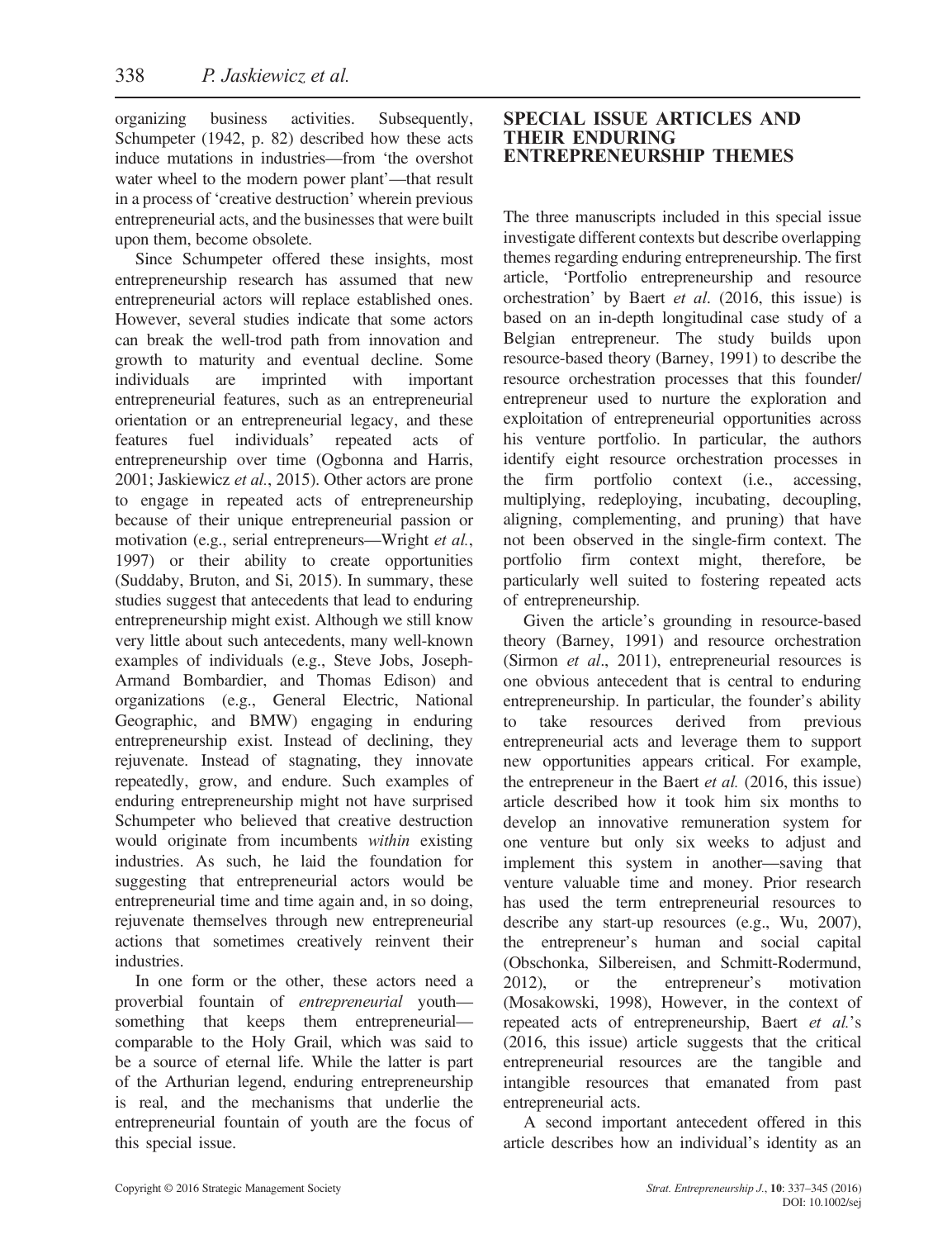organizing business activities. Subsequently, Schumpeter (1942, p. 82) described how these acts induce mutations in industries—from 'the overshot water wheel to the modern power plant'—that result in a process of 'creative destruction' wherein previous entrepreneurial acts, and the businesses that were built upon them, become obsolete.

Since Schumpeter offered these insights, most entrepreneurship research has assumed that new entrepreneurial actors will replace established ones. However, several studies indicate that some actors can break the well-trod path from innovation and growth to maturity and eventual decline. Some individuals are imprinted with important entrepreneurial features, such as an entrepreneurial orientation or an entrepreneurial legacy, and these features fuel individuals' repeated acts of entrepreneurship over time (Ogbonna and Harris, 2001; Jaskiewicz *et al.*, 2015). Other actors are prone to engage in repeated acts of entrepreneurship because of their unique entrepreneurial passion or motivation (e.g., serial entrepreneurs—Wright *et al.*, 1997) or their ability to create opportunities (Suddaby, Bruton, and Si, 2015). In summary, these studies suggest that antecedents that lead to enduring entrepreneurship might exist. Although we still know very little about such antecedents, many well-known examples of individuals (e.g., Steve Jobs, Joseph-Armand Bombardier, and Thomas Edison) and organizations (e.g., General Electric, National Geographic, and BMW) engaging in enduring entrepreneurship exist. Instead of declining, they rejuvenate. Instead of stagnating, they innovate repeatedly, grow, and endure. Such examples of enduring entrepreneurship might not have surprised Schumpeter who believed that creative destruction would originate from incumbents *within* existing industries. As such, he laid the foundation for suggesting that entrepreneurial actors would be entrepreneurial time and time again and, in so doing, rejuvenate themselves through new entrepreneurial actions that sometimes creatively reinvent their industries.

In one form or the other, these actors need a proverbial fountain of *entrepreneurial* youth—something that keeps them entrepreneurial—comparable to the Holy Grail, which was said to be a source of eternal life. While the latter is part of the Arthurian legend, enduring entrepreneurship is real, and the mechanisms that underlie the entrepreneurial fountain of youth are the focus of this special issue.

## SPECIAL ISSUE ARTICLES AND THEIR ENDURING ENTREPRENEURSHIP THEMES

The three manuscripts included in this special issue investigate different contexts but describe overlapping themes regarding enduring entrepreneurship. The first article, 'Portfolio entrepreneurship and resource orchestration' by Baert *et al*. (2016, this issue) is based on an in-depth longitudinal case study of a Belgian entrepreneur. The study builds upon resource-based theory (Barney, 1991) to describe the resource orchestration processes that this founder/entrepreneur used to nurture the exploration and exploitation of entrepreneurial opportunities across his venture portfolio. In particular, the authors identify eight resource orchestration processes in the firm portfolio context (i.e., accessing, multiplying, redeploying, incubating, decoupling, aligning, complementing, and pruning) that have not been observed in the single-firm context. The portfolio firm context might, therefore, be particularly well suited to fostering repeated acts of entrepreneurship.

Given the article's grounding in resource-based theory (Barney, 1991) and resource orchestration (Sirmon *et al*., 2011), entrepreneurial resources is one obvious antecedent that is central to enduring entrepreneurship. In particular, the founder's ability to take resources derived from previous entrepreneurial acts and leverage them to support new opportunities appears critical. For example, the entrepreneur in the Baert *et al.* (2016, this issue) article described how it took him six months to develop an innovative remuneration system for one venture but only six weeks to adjust and implement this system in another—saving that venture valuable time and money. Prior research has used the term entrepreneurial resources to describe any start-up resources (e.g., Wu, 2007), the entrepreneur's human and social capital (Obschonka, Silbereisen, and Schmitt-Rodermund, 2012), or the entrepreneur's motivation (Mosakowski, 1998), However, in the context of repeated acts of entrepreneurship, Baert *et al.*'s (2016, this issue) article suggests that the critical entrepreneurial resources are the tangible and intangible resources that emanated from past entrepreneurial acts.

A second important antecedent offered in this article describes how an individual's identity as an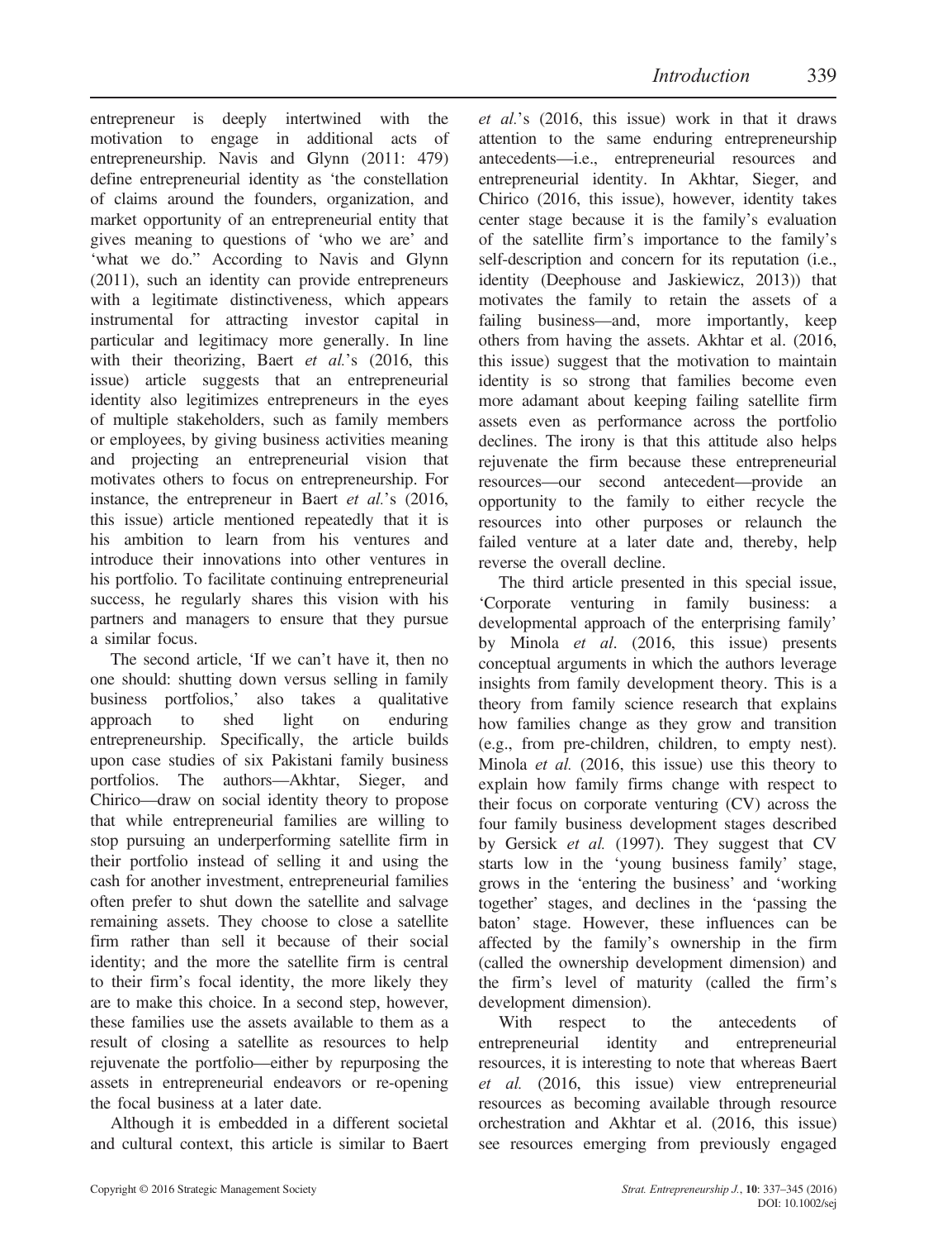entrepreneur is deeply intertwined with the motivation to engage in additional acts of entrepreneurship. Navis and Glynn (2011: 479) define entrepreneurial identity as 'the constellation of claims around the founders, organization, and market opportunity of an entrepreneurial entity that gives meaning to questions of 'who we are' and 'what we do." According to Navis and Glynn (2011), such an identity can provide entrepreneurs with a legitimate distinctiveness, which appears instrumental for attracting investor capital in particular and legitimacy more generally. In line with their theorizing, Baert *et al.*'s (2016, this issue) article suggests that an entrepreneurial identity also legitimizes entrepreneurs in the eyes of multiple stakeholders, such as family members or employees, by giving business activities meaning and projecting an entrepreneurial vision that motivates others to focus on entrepreneurship. For instance, the entrepreneur in Baert *et al.*'s (2016, this issue) article mentioned repeatedly that it is his ambition to learn from his ventures and introduce their innovations into other ventures in his portfolio. To facilitate continuing entrepreneurial success, he regularly shares this vision with his partners and managers to ensure that they pursue a similar focus.

The second article, 'If we can't have it, then no one should: shutting down versus selling in family business portfolios,' also takes a qualitative approach to shed light on enduring entrepreneurship. Specifically, the article builds upon case studies of six Pakistani family business portfolios. The authors—Akhtar, Sieger, and Chirico—draw on social identity theory to propose that while entrepreneurial families are willing to stop pursuing an underperforming satellite firm in their portfolio instead of selling it and using the cash for another investment, entrepreneurial families often prefer to shut down the satellite and salvage remaining assets. They choose to close a satellite firm rather than sell it because of their social identity; and the more the satellite firm is central to their firm's focal identity, the more likely they are to make this choice. In a second step, however, these families use the assets available to them as a result of closing a satellite as resources to help rejuvenate the portfolio—either by repurposing the assets in entrepreneurial endeavors or re-opening the focal business at a later date.

Although it is embedded in a different societal and cultural context, this article is similar to Baert *et al.*'s (2016, this issue) work in that it draws attention to the same enduring entrepreneurship antecedents—i.e., entrepreneurial resources and entrepreneurial identity. In Akhtar, Sieger, and Chirico (2016, this issue), however, identity takes center stage because it is the family's evaluation of the satellite firm's importance to the family's self-description and concern for its reputation (i.e., identity (Deephouse and Jaskiewicz, 2013)) that motivates the family to retain the assets of a failing business—and, more importantly, keep others from having the assets. Akhtar et al. (2016, this issue) suggest that the motivation to maintain identity is so strong that families become even more adamant about keeping failing satellite firm assets even as performance across the portfolio declines. The irony is that this attitude also helps rejuvenate the firm because these entrepreneurial resources—our second antecedent—provide an opportunity to the family to either recycle the resources into other purposes or relaunch the failed venture at a later date and, thereby, help reverse the overall decline.

The third article presented in this special issue, 'Corporate venturing in family business: a developmental approach of the enterprising family' by Minola *et al*. (2016, this issue) presents conceptual arguments in which the authors leverage insights from family development theory. This is a theory from family science research that explains how families change as they grow and transition (e.g., from pre-children, children, to empty nest). Minola *et al.* (2016, this issue) use this theory to explain how family firms change with respect to their focus on corporate venturing (CV) across the four family business development stages described by Gersick *et al.* (1997). They suggest that CV starts low in the 'young business family' stage, grows in the 'entering the business' and 'working together' stages, and declines in the 'passing the baton' stage. However, these influences can be affected by the family's ownership in the firm (called the ownership development dimension) and the firm's level of maturity (called the firm's development dimension).

With respect to the antecedents of entrepreneurial identity and entrepreneurial resources, it is interesting to note that whereas Baert *et al.* (2016, this issue) view entrepreneurial resources as becoming available through resource orchestration and Akhtar et al. (2016, this issue) see resources emerging from previously engaged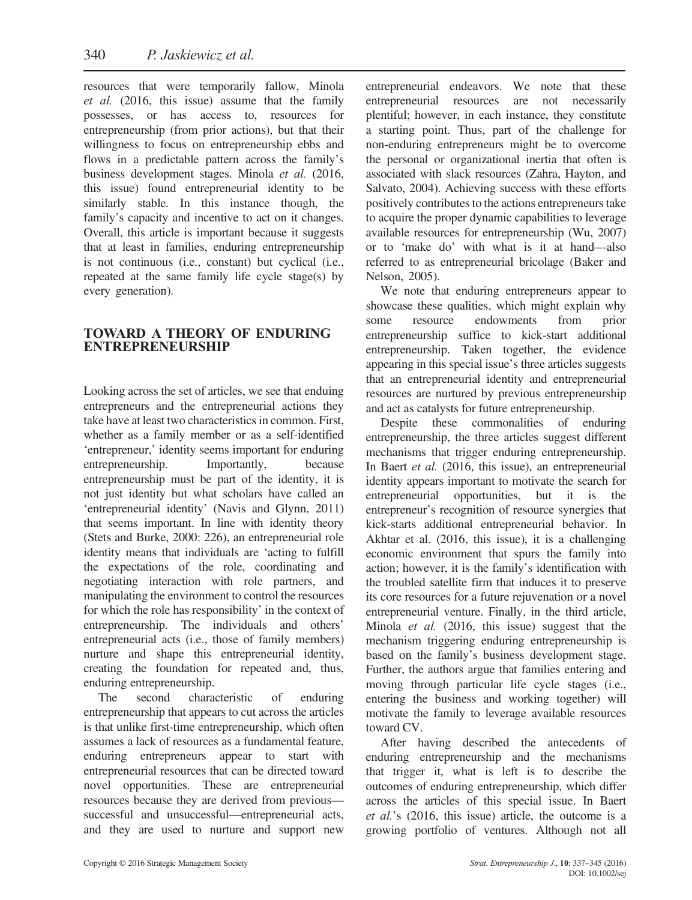resources that were temporarily fallow, Minola *et al.* (2016, this issue) assume that the family possesses, or has access to, resources for entrepreneurship (from prior actions), but that their willingness to focus on entrepreneurship ebbs and flows in a predictable pattern across the family's business development stages. Minola *et al.* (2016, this issue) found entrepreneurial identity to be similarly stable. In this instance though, the family's capacity and incentive to act on it changes. Overall, this article is important because it suggests that at least in families, enduring entrepreneurship is not continuous (i.e., constant) but cyclical (i.e., repeated at the same family life cycle stage(s) by every generation).

## TOWARD A THEORY OF ENDURING ENTREPRENEURSHIP

Looking across the set of articles, we see that enduing entrepreneurs and the entrepreneurial actions they take have at least two characteristics in common. First, whether as a family member or as a self-identified 'entrepreneur,' identity seems important for enduring entrepreneurship. Importantly, because entrepreneurship must be part of the identity, it is not just identity but what scholars have called an 'entrepreneurial identity' (Navis and Glynn, 2011) that seems important. In line with identity theory (Stets and Burke, 2000: 226), an entrepreneurial role identity means that individuals are 'acting to fulfill the expectations of the role, coordinating and negotiating interaction with role partners, and manipulating the environment to control the resources for which the role has responsibility' in the context of entrepreneurship. The individuals and others' entrepreneurial acts (i.e., those of family members) nurture and shape this entrepreneurial identity, creating the foundation for repeated and, thus, enduring entrepreneurship.

The second characteristic of enduring entrepreneurship that appears to cut across the articles is that unlike first-time entrepreneurship, which often assumes a lack of resources as a fundamental feature, enduring entrepreneurs appear to start with entrepreneurial resources that can be directed toward novel opportunities. These are entrepreneurial resources because they are derived from previous—successful and unsuccessful—entrepreneurial acts, and they are used to nurture and support new entrepreneurial endeavors. We note that these entrepreneurial resources are not necessarily plentiful; however, in each instance, they constitute a starting point. Thus, part of the challenge for non-enduring entrepreneurs might be to overcome the personal or organizational inertia that often is associated with slack resources (Zahra, Hayton, and Salvato, 2004). Achieving success with these efforts positively contributes to the actions entrepreneurs take to acquire the proper dynamic capabilities to leverage available resources for entrepreneurship (Wu, 2007) or to 'make do' with what is it at hand—also referred to as entrepreneurial bricolage (Baker and Nelson, 2005).

We note that enduring entrepreneurs appear to showcase these qualities, which might explain why some resource endowments from prior entrepreneurship suffice to kick-start additional entrepreneurship. Taken together, the evidence appearing in this special issue's three articles suggests that an entrepreneurial identity and entrepreneurial resources are nurtured by previous entrepreneurship and act as catalysts for future entrepreneurship.

Despite these commonalities of enduring entrepreneurship, the three articles suggest different mechanisms that trigger enduring entrepreneurship. In Baert *et al.* (2016, this issue), an entrepreneurial identity appears important to motivate the search for entrepreneurial opportunities, but it is the entrepreneur's recognition of resource synergies that kick-starts additional entrepreneurial behavior. In Akhtar et al. (2016, this issue), it is a challenging economic environment that spurs the family into action; however, it is the family's identification with the troubled satellite firm that induces it to preserve its core resources for a future rejuvenation or a novel entrepreneurial venture. Finally, in the third article, Minola *et al.* (2016, this issue) suggest that the mechanism triggering enduring entrepreneurship is based on the family's business development stage. Further, the authors argue that families entering and moving through particular life cycle stages (i.e., entering the business and working together) will motivate the family to leverage available resources toward CV.

After having described the antecedents of enduring entrepreneurship and the mechanisms that trigger it, what is left is to describe the outcomes of enduring entrepreneurship, which differ across the articles of this special issue. In Baert *et al.*'s (2016, this issue) article, the outcome is a growing portfolio of ventures. Although not all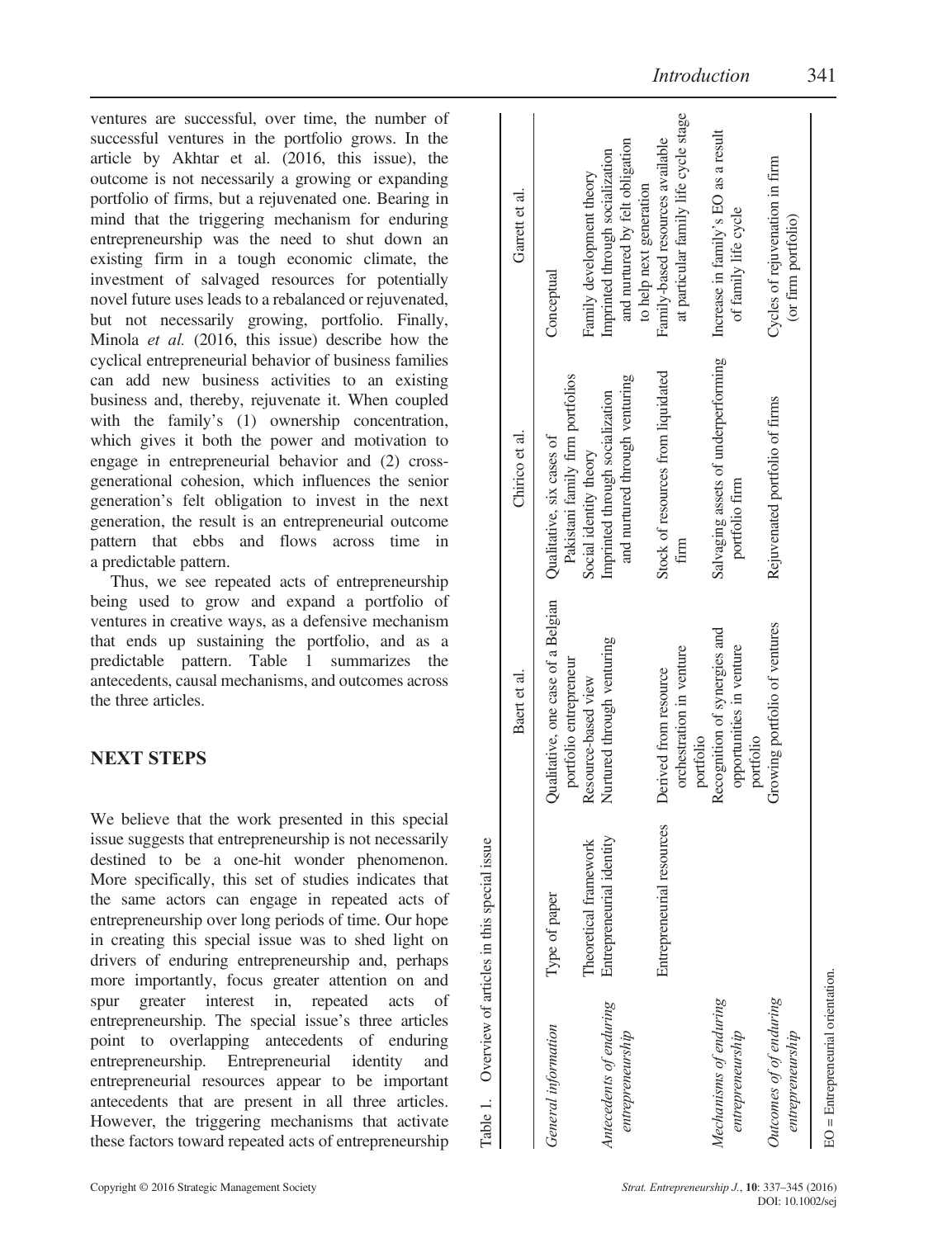ventures are successful, over time, the number of successful ventures in the portfolio grows. In the article by Akhtar et al. (2016, this issue), the outcome is not necessarily a growing or expanding portfolio of firms, but a rejuvenated one. Bearing in mind that the triggering mechanism for enduring entrepreneurship was the need to shut down an existing firm in a tough economic climate, the investment of salvaged resources for potentially novel future uses leads to a rebalanced or rejuvenated, but not necessarily growing, portfolio. Finally, Minola *et al.* (2016, this issue) describe how the cyclical entrepreneurial behavior of business families can add new business activities to an existing business and, thereby, rejuvenate it. When coupled with the family's (1) ownership concentration, which gives it both the power and motivation to engage in entrepreneurial behavior and (2) cross-generational cohesion, which influences the senior generation's felt obligation to invest in the next generation, the result is an entrepreneurial outcome pattern that ebbs and flows across time in a predictable pattern.

Thus, we see repeated acts of entrepreneurship being used to grow and expand a portfolio of ventures in creative ways, as a defensive mechanism that ends up sustaining the portfolio, and as a predictable pattern. Table 1 summarizes the antecedents, causal mechanisms, and outcomes across the three articles.

## NEXT STEPS

We believe that the work presented in this special issue suggests that entrepreneurship is not necessarily destined to be a one-hit wonder phenomenon. More specifically, this set of studies indicates that the same actors can engage in repeated acts of entrepreneurship over long periods of time. Our hope in creating this special issue was to shed light on drivers of enduring entrepreneurship and, perhaps more importantly, focus greater attention on and spur greater interest in, repeated acts of entrepreneurship. The special issue's three articles point to overlapping antecedents of enduring entrepreneurship. Entrepreneurial identity and entrepreneurial resources appear to be important antecedents that are present in all three articles. However, the triggering mechanisms that activate these factors toward repeated acts of entrepreneurship

Table 1. Overview of articles in this special issue

| | | Baert et al. | Chirico et al. | Garrett et al. |
|---|---|---|---|---|
| *General information* | Type of paper | Qualitative, one case of a Belgian portfolio entrepreneur | Qualitative, six cases of Pakistani family firm portfolios | Conceptual |
| | Theoretical framework | Resource-based view | Social identity theory | Family development theory |
| *Antecedents of enduring entrepreneurship* | Entrepreneurial identity | Nurtured through venturing | Imprinted through socialization and nurtured through venturing | Imprinted through socialization and nurtured by felt obligation to help next generation |
| | Entrepreneurial resources | Derived from resource orchestration in venture portfolio | Stock of resources from liquidated firm | Family-based resources available at particular family life cycle stage |
| *Mechanisms of enduring entrepreneurship* | | Recognition of synergies and opportunities in venture portfolio | Salvaging assets of underperforming portfolio firm | Increase in family's EO as a result of family life cycle |
| *Outcomes of enduring entrepreneurship* | | Growing portfolio of ventures | Rejuvenated portfolio of firms | Cycles of rejuvenation in firm (or firm portfolio) |

EO = Entrepreneurial orientation.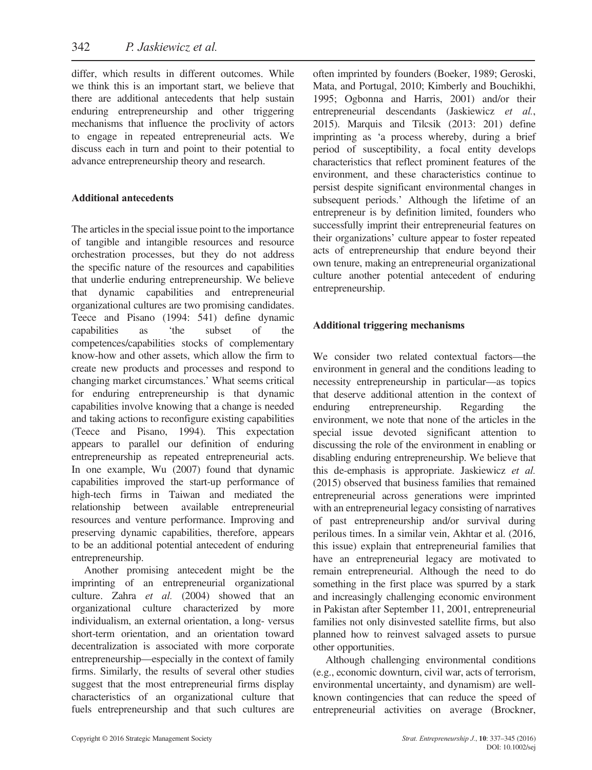differ, which results in different outcomes. While we think this is an important start, we believe that there are additional antecedents that help sustain enduring entrepreneurship and other triggering mechanisms that influence the proclivity of actors to engage in repeated entrepreneurial acts. We discuss each in turn and point to their potential to advance entrepreneurship theory and research.

### Additional antecedents

The articles in the special issue point to the importance of tangible and intangible resources and resource orchestration processes, but they do not address the specific nature of the resources and capabilities that underlie enduring entrepreneurship. We believe that dynamic capabilities and entrepreneurial organizational cultures are two promising candidates. Teece and Pisano (1994: 541) define dynamic capabilities as 'the subset of the competences/capabilities stocks of complementary know-how and other assets, which allow the firm to create new products and processes and respond to changing market circumstances.' What seems critical for enduring entrepreneurship is that dynamic capabilities involve knowing that a change is needed and taking actions to reconfigure existing capabilities (Teece and Pisano, 1994). This expectation appears to parallel our definition of enduring entrepreneurship as repeated entrepreneurial acts. In one example, Wu (2007) found that dynamic capabilities improved the start-up performance of high-tech firms in Taiwan and mediated the relationship between available entrepreneurial resources and venture performance. Improving and preserving dynamic capabilities, therefore, appears to be an additional potential antecedent of enduring entrepreneurship.

Another promising antecedent might be the imprinting of an entrepreneurial organizational culture. Zahra *et al.* (2004) showed that an organizational culture characterized by more individualism, an external orientation, a long- versus short-term orientation, and an orientation toward decentralization is associated with more corporate entrepreneurship—especially in the context of family firms. Similarly, the results of several other studies suggest that the most entrepreneurial firms display characteristics of an organizational culture that fuels entrepreneurship and that such cultures are often imprinted by founders (Boeker, 1989; Geroski, Mata, and Portugal, 2010; Kimberly and Bouchikhi, 1995; Ogbonna and Harris, 2001) and/or their entrepreneurial descendants (Jaskiewicz *et al.*, 2015). Marquis and Tilcsik (2013: 201) define imprinting as 'a process whereby, during a brief period of susceptibility, a focal entity develops characteristics that reflect prominent features of the environment, and these characteristics continue to persist despite significant environmental changes in subsequent periods.' Although the lifetime of an entrepreneur is by definition limited, founders who successfully imprint their entrepreneurial features on their organizations' culture appear to foster repeated acts of entrepreneurship that endure beyond their own tenure, making an entrepreneurial organizational culture another potential antecedent of enduring entrepreneurship.

### Additional triggering mechanisms

We consider two related contextual factors—the environment in general and the conditions leading to necessity entrepreneurship in particular—as topics that deserve additional attention in the context of enduring entrepreneurship. Regarding the environment, we note that none of the articles in the special issue devoted significant attention to discussing the role of the environment in enabling or disabling enduring entrepreneurship. We believe that this de-emphasis is appropriate. Jaskiewicz *et al.* (2015) observed that business families that remained entrepreneurial across generations were imprinted with an entrepreneurial legacy consisting of narratives of past entrepreneurship and/or survival during perilous times. In a similar vein, Akhtar et al. (2016, this issue) explain that entrepreneurial families that have an entrepreneurial legacy are motivated to remain entrepreneurial. Although the need to do something in the first place was spurred by a stark and increasingly challenging economic environment in Pakistan after September 11, 2001, entrepreneurial families not only disinvested satellite firms, but also planned how to reinvest salvaged assets to pursue other opportunities.

Although challenging environmental conditions (e.g., economic downturn, civil war, acts of terrorism, environmental uncertainty, and dynamism) are well-known contingencies that can reduce the speed of entrepreneurial activities on average (Brockner,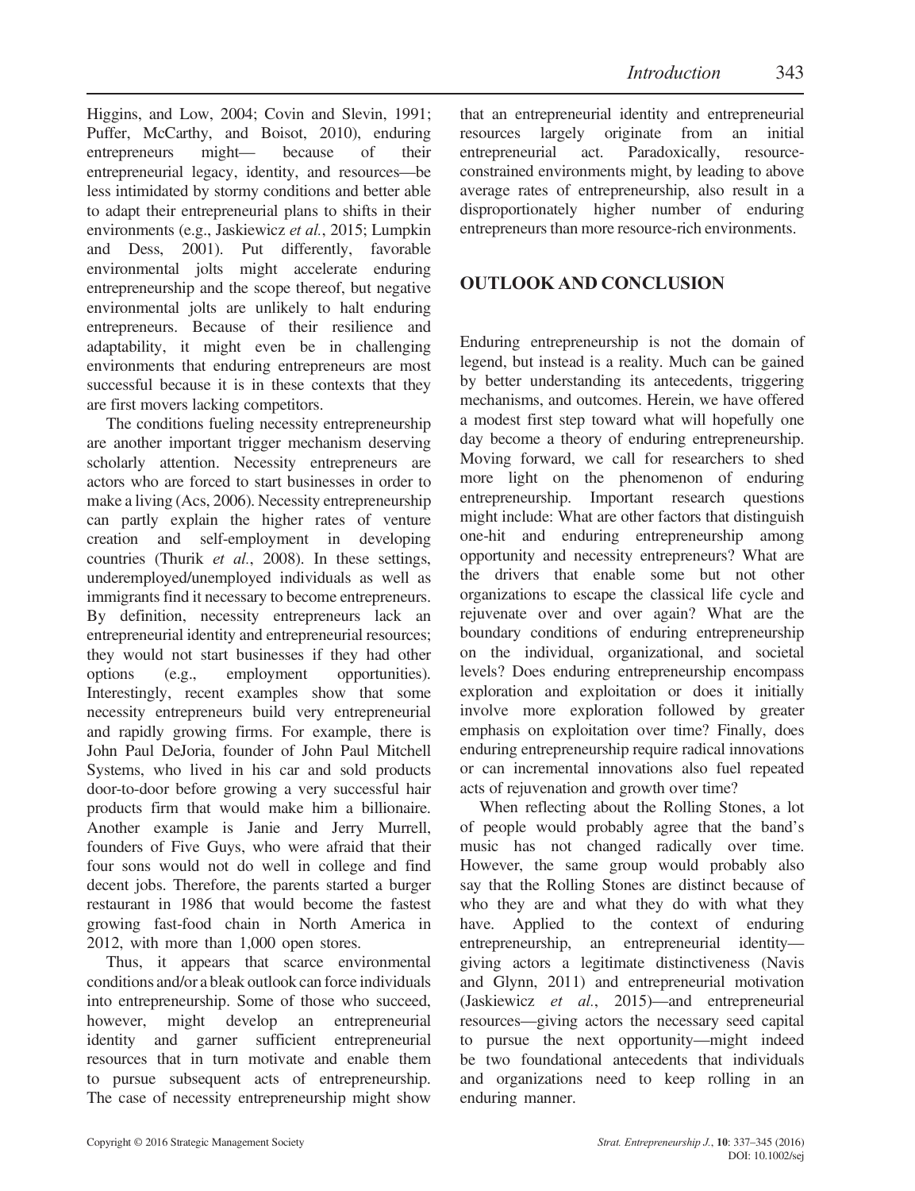Higgins, and Low, 2004; Covin and Slevin, 1991; Puffer, McCarthy, and Boisot, 2010), enduring entrepreneurs might— because of their entrepreneurial legacy, identity, and resources—be less intimidated by stormy conditions and better able to adapt their entrepreneurial plans to shifts in their environments (e.g., Jaskiewicz *et al.*, 2015; Lumpkin and Dess, 2001). Put differently, favorable environmental jolts might accelerate enduring entrepreneurship and the scope thereof, but negative environmental jolts are unlikely to halt enduring entrepreneurs. Because of their resilience and adaptability, it might even be in challenging environments that enduring entrepreneurs are most successful because it is in these contexts that they are first movers lacking competitors.

The conditions fueling necessity entrepreneurship are another important trigger mechanism deserving scholarly attention. Necessity entrepreneurs are actors who are forced to start businesses in order to make a living (Acs, 2006). Necessity entrepreneurship can partly explain the higher rates of venture creation and self-employment in developing countries (Thurik *et al.*, 2008). In these settings, underemployed/unemployed individuals as well as immigrants find it necessary to become entrepreneurs. By definition, necessity entrepreneurs lack an entrepreneurial identity and entrepreneurial resources; they would not start businesses if they had other options (e.g., employment opportunities). Interestingly, recent examples show that some necessity entrepreneurs build very entrepreneurial and rapidly growing firms. For example, there is John Paul DeJoria, founder of John Paul Mitchell Systems, who lived in his car and sold products door-to-door before growing a very successful hair products firm that would make him a billionaire. Another example is Janie and Jerry Murrell, founders of Five Guys, who were afraid that their four sons would not do well in college and find decent jobs. Therefore, the parents started a burger restaurant in 1986 that would become the fastest growing fast-food chain in North America in 2012, with more than 1,000 open stores.

Thus, it appears that scarce environmental conditions and/or a bleak outlook can force individuals into entrepreneurship. Some of those who succeed, however, might develop an entrepreneurial identity and garner sufficient entrepreneurial resources that in turn motivate and enable them to pursue subsequent acts of entrepreneurship. The case of necessity entrepreneurship might show that an entrepreneurial identity and entrepreneurial resources largely originate from an initial entrepreneurial act. Paradoxically, resource-constrained environments might, by leading to above average rates of entrepreneurship, also result in a disproportionately higher number of enduring entrepreneurs than more resource-rich environments.

## OUTLOOK AND CONCLUSION

Enduring entrepreneurship is not the domain of legend, but instead is a reality. Much can be gained by better understanding its antecedents, triggering mechanisms, and outcomes. Herein, we have offered a modest first step toward what will hopefully one day become a theory of enduring entrepreneurship. Moving forward, we call for researchers to shed more light on the phenomenon of enduring entrepreneurship. Important research questions might include: What are other factors that distinguish one-hit and enduring entrepreneurship among opportunity and necessity entrepreneurs? What are the drivers that enable some but not other organizations to escape the classical life cycle and rejuvenate over and over again? What are the boundary conditions of enduring entrepreneurship on the individual, organizational, and societal levels? Does enduring entrepreneurship encompass exploration and exploitation or does it initially involve more exploration followed by greater emphasis on exploitation over time? Finally, does enduring entrepreneurship require radical innovations or can incremental innovations also fuel repeated acts of rejuvenation and growth over time?

When reflecting about the Rolling Stones, a lot of people would probably agree that the band's music has not changed radically over time. However, the same group would probably also say that the Rolling Stones are distinct because of who they are and what they do with what they have. Applied to the context of enduring entrepreneurship, an entrepreneurial identity—giving actors a legitimate distinctiveness (Navis and Glynn, 2011) and entrepreneurial motivation (Jaskiewicz *et al.*, 2015)—and entrepreneurial resources—giving actors the necessary seed capital to pursue the next opportunity—might indeed be two foundational antecedents that individuals and organizations need to keep rolling in an enduring manner.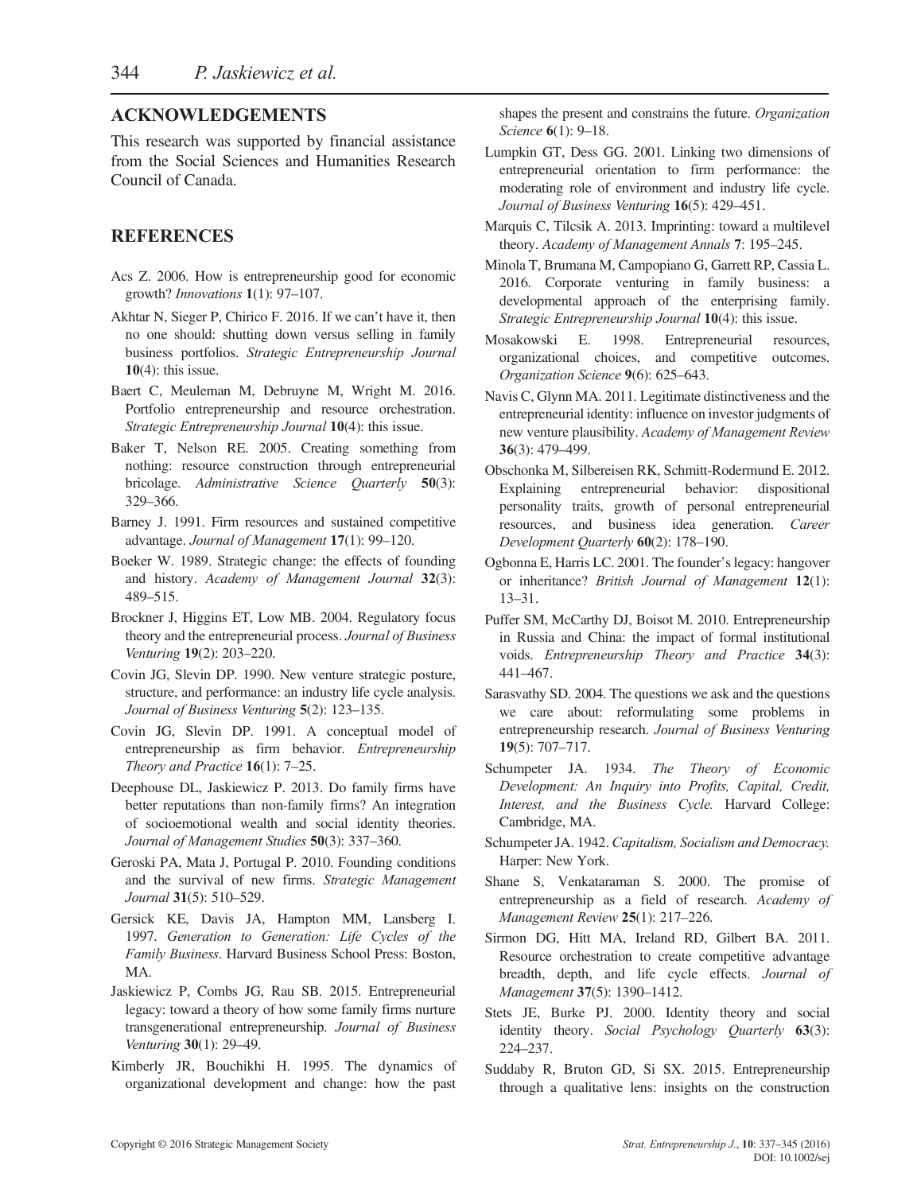## ACKNOWLEDGEMENTS

This research was supported by financial assistance from the Social Sciences and Humanities Research Council of Canada.

## REFERENCES

Acs Z. 2006. How is entrepreneurship good for economic growth? *Innovations* **1**(1): 97–107.

Akhtar N, Sieger P, Chirico F. 2016. If we can't have it, then no one should: shutting down versus selling in family business portfolios. *Strategic Entrepreneurship Journal* **10**(4): this issue.

Baert C, Meuleman M, Debruyne M, Wright M. 2016. Portfolio entrepreneurship and resource orchestration. *Strategic Entrepreneurship Journal* **10**(4): this issue.

Baker T, Nelson RE. 2005. Creating something from nothing: resource construction through entrepreneurial bricolage. *Administrative Science Quarterly* **50**(3): 329–366.

Barney J. 1991. Firm resources and sustained competitive advantage. *Journal of Management* **17**(1): 99–120.

Boeker W. 1989. Strategic change: the effects of founding and history. *Academy of Management Journal* **32**(3): 489–515.

Brockner J, Higgins ET, Low MB. 2004. Regulatory focus theory and the entrepreneurial process. *Journal of Business Venturing* **19**(2): 203–220.

Covin JG, Slevin DP. 1990. New venture strategic posture, structure, and performance: an industry life cycle analysis. *Journal of Business Venturing* **5**(2): 123–135.

Covin JG, Slevin DP. 1991. A conceptual model of entrepreneurship as firm behavior. *Entrepreneurship Theory and Practice* **16**(1): 7–25.

Deephouse DL, Jaskiewicz P. 2013. Do family firms have better reputations than non-family firms? An integration of socioemotional wealth and social identity theories. *Journal of Management Studies* **50**(3): 337–360.

Geroski PA, Mata J, Portugal P. 2010. Founding conditions and the survival of new firms. *Strategic Management Journal* **31**(5): 510–529.

Gersick KE, Davis JA, Hampton MM, Lansberg I. 1997. *Generation to Generation: Life Cycles of the Family Business*. Harvard Business School Press: Boston, MA.

Jaskiewicz P, Combs JG, Rau SB. 2015. Entrepreneurial legacy: toward a theory of how some family firms nurture transgenerational entrepreneurship. *Journal of Business Venturing* **30**(1): 29–49.

Kimberly JR, Bouchikhi H. 1995. The dynamics of organizational development and change: how the past shapes the present and constrains the future. *Organization Science* **6**(1): 9–18.

Lumpkin GT, Dess GG. 2001. Linking two dimensions of entrepreneurial orientation to firm performance: the moderating role of environment and industry life cycle. *Journal of Business Venturing* **16**(5): 429–451.

Marquis C, Tilcsik A. 2013. Imprinting: toward a multilevel theory. *Academy of Management Annals* **7**: 195–245.

Minola T, Brumana M, Campopiano G, Garrett RP, Cassia L. 2016. Corporate venturing in family business: a developmental approach of the enterprising family. *Strategic Entrepreneurship Journal* **10**(4): this issue.

Mosakowski E. 1998. Entrepreneurial resources, organizational choices, and competitive outcomes. *Organization Science* **9**(6): 625–643.

Navis C, Glynn MA. 2011. Legitimate distinctiveness and the entrepreneurial identity: influence on investor judgments of new venture plausibility. *Academy of Management Review* **36**(3): 479–499.

Obschonka M, Silbereisen RK, Schmitt-Rodermund E. 2012. Explaining entrepreneurial behavior: dispositional personality traits, growth of personal entrepreneurial resources, and business idea generation. *Career Development Quarterly* **60**(2): 178–190.

Ogbonna E, Harris LC. 2001. The founder's legacy: hangover or inheritance? *British Journal of Management* **12**(1): 13–31.

Puffer SM, McCarthy DJ, Boisot M. 2010. Entrepreneurship in Russia and China: the impact of formal institutional voids. *Entrepreneurship Theory and Practice* **34**(3): 441–467.

Sarasvathy SD. 2004. The questions we ask and the questions we care about: reformulating some problems in entrepreneurship research. *Journal of Business Venturing* **19**(5): 707–717.

Schumpeter JA. 1934. *The Theory of Economic Development: An Inquiry into Profits, Capital, Credit, Interest, and the Business Cycle.* Harvard College: Cambridge, MA.

Schumpeter JA. 1942. *Capitalism, Socialism and Democracy.* Harper: New York.

Shane S, Venkataraman S. 2000. The promise of entrepreneurship as a field of research. *Academy of Management Review* **25**(1): 217–226.

Sirmon DG, Hitt MA, Ireland RD, Gilbert BA. 2011. Resource orchestration to create competitive advantage breadth, depth, and life cycle effects. *Journal of Management* **37**(5): 1390–1412.

Stets JE, Burke PJ. 2000. Identity theory and social identity theory. *Social Psychology Quarterly* **63**(3): 224–237.

Suddaby R, Bruton GD, Si SX. 2015. Entrepreneurship through a qualitative lens: insights on the construction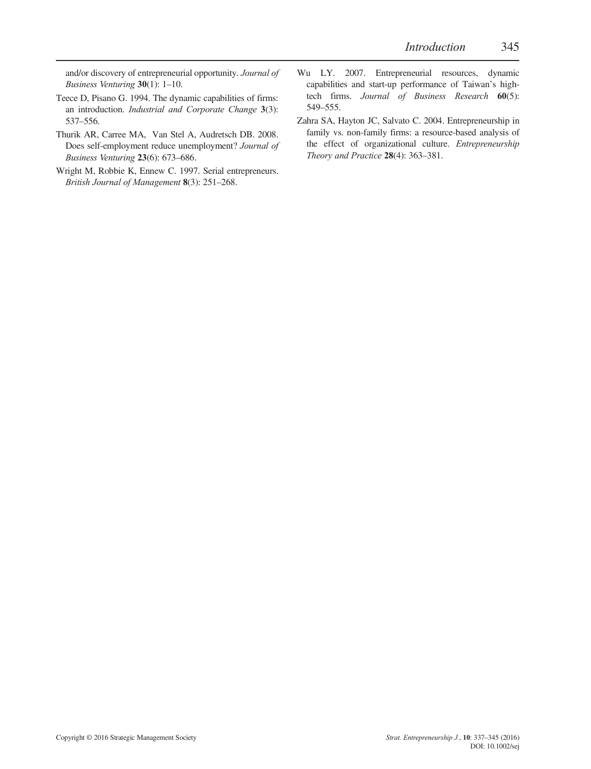and/or discovery of entrepreneurial opportunity. *Journal of Business Venturing* **30**(1): 1–10.

Teece D, Pisano G. 1994. The dynamic capabilities of firms: an introduction. *Industrial and Corporate Change* **3**(3): 537–556.

Thurik AR, Carree MA, Van Stel A, Audretsch DB. 2008. Does self-employment reduce unemployment? *Journal of Business Venturing* **23**(6): 673–686.

Wright M, Robbie K, Ennew C. 1997. Serial entrepreneurs. *British Journal of Management* **8**(3): 251–268.

Wu LY. 2007. Entrepreneurial resources, dynamic capabilities and start-up performance of Taiwan's high-tech firms. *Journal of Business Research* **60**(5): 549–555.

Zahra SA, Hayton JC, Salvato C. 2004. Entrepreneurship in family vs. non-family firms: a resource-based analysis of the effect of organizational culture. *Entrepreneurship Theory and Practice* **28**(4): 363–381.